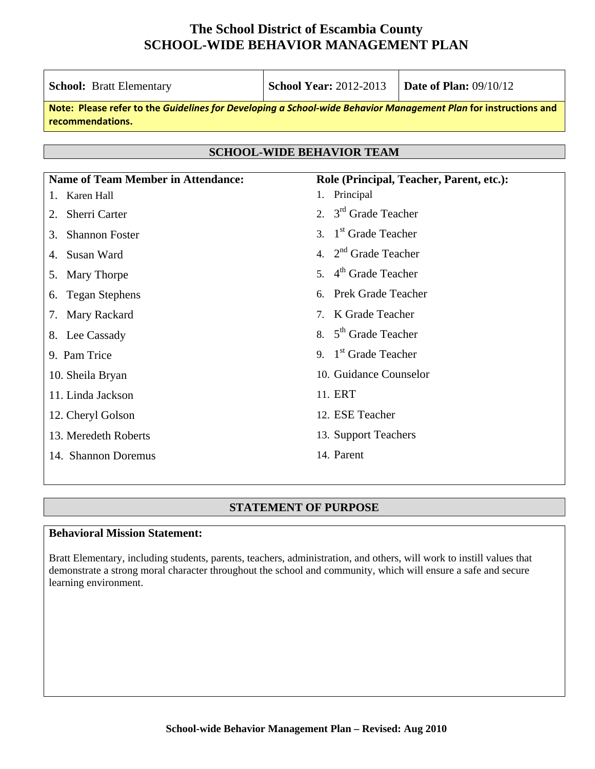# The School District of Escambia County
# SCHOOL-WIDE BEHAVIOR MANAGEMENT PLAN

| **School:** Bratt Elementary | **School Year:** 2012-2013 | **Date of Plan:** 09/10/12 |
|---|---|---|

**Note: Please refer to the *Guidelines for Developing a School-wide Behavior Management Plan* for instructions and recommendations.**

## SCHOOL-WIDE BEHAVIOR TEAM

| Name of Team Member in Attendance: | Role (Principal, Teacher, Parent, etc.): |
|---|---|
| 1. Karen Hall | 1. Principal |
| 2. Sherri Carter | 2. 3rd Grade Teacher |
| 3. Shannon Foster | 3. 1st Grade Teacher |
| 4. Susan Ward | 4. 2nd Grade Teacher |
| 5. Mary Thorpe | 5. 4th Grade Teacher |
| 6. Tegan Stephens | 6. Prek Grade Teacher |
| 7. Mary Rackard | 7. K Grade Teacher |
| 8. Lee Cassady | 8. 5th Grade Teacher |
| 9. Pam Trice | 9. 1st Grade Teacher |
| 10. Sheila Bryan | 10. Guidance Counselor |
| 11. Linda Jackson | 11. ERT |
| 12. Cheryl Golson | 12. ESE Teacher |
| 13. Meredeth Roberts | 13. Support Teachers |
| 14. Shannon Doremus | 14. Parent |

## STATEMENT OF PURPOSE

**Behavioral Mission Statement:**

Bratt Elementary, including students, parents, teachers, administration, and others, will work to instill values that demonstrate a strong moral character throughout the school and community, which will ensure a safe and secure learning environment.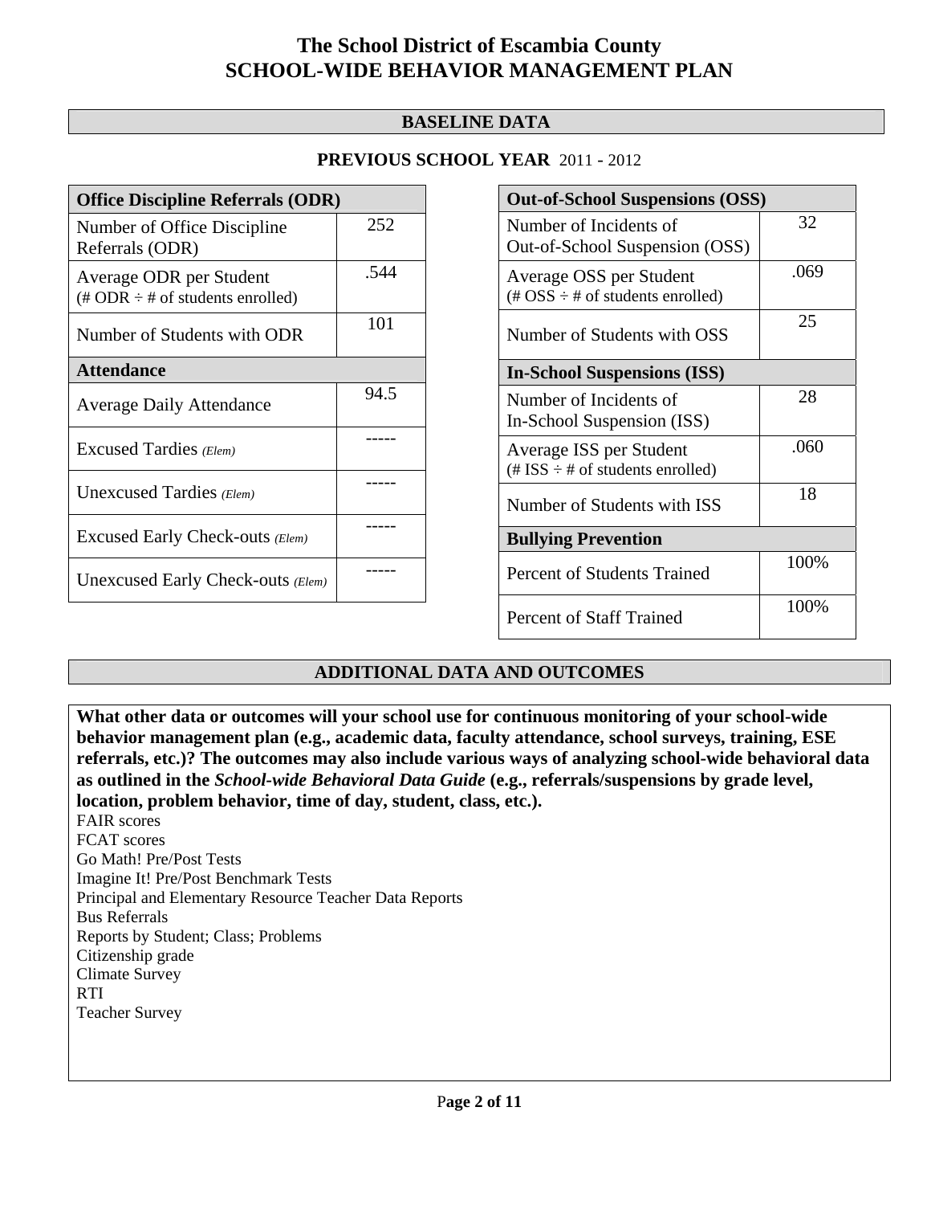# The School District of Escambia County
# SCHOOL-WIDE BEHAVIOR MANAGEMENT PLAN

## BASELINE DATA

**PREVIOUS SCHOOL YEAR** 2011 - 2012

| **Office Discipline Referrals (ODR)** | |
|---|---|
| Number of Office Discipline Referrals (ODR) | 252 |
| Average ODR per Student (# ODR ÷ # of students enrolled) | .544 |
| Number of Students with ODR | 101 |
| **Attendance** | |
| Average Daily Attendance | 94.5 |
| Excused Tardies *(Elem)* | ----- |
| Unexcused Tardies *(Elem)* | ----- |
| Excused Early Check-outs *(Elem)* | ----- |
| Unexcused Early Check-outs *(Elem)* | ----- |

| **Out-of-School Suspensions (OSS)** | |
|---|---|
| Number of Incidents of Out-of-School Suspension (OSS) | 32 |
| Average OSS per Student (# OSS ÷ # of students enrolled) | .069 |
| Number of Students with OSS | 25 |
| **In-School Suspensions (ISS)** | |
| Number of Incidents of In-School Suspension (ISS) | 28 |
| Average ISS per Student (# ISS ÷ # of students enrolled) | .060 |
| Number of Students with ISS | 18 |
| **Bullying Prevention** | |
| Percent of Students Trained | 100% |
| Percent of Staff Trained | 100% |

## ADDITIONAL DATA AND OUTCOMES

**What other data or outcomes will your school use for continuous monitoring of your school-wide behavior management plan (e.g., academic data, faculty attendance, school surveys, training, ESE referrals, etc.)? The outcomes may also include various ways of analyzing school-wide behavioral data as outlined in the *School-wide Behavioral Data Guide* (e.g., referrals/suspensions by grade level, location, problem behavior, time of day, student, class, etc.).**

FAIR scores
FCAT scores
Go Math! Pre/Post Tests
Imagine It! Pre/Post Benchmark Tests
Principal and Elementary Resource Teacher Data Reports
Bus Referrals
Reports by Student; Class; Problems
Citizenship grade
Climate Survey
RTI
Teacher Survey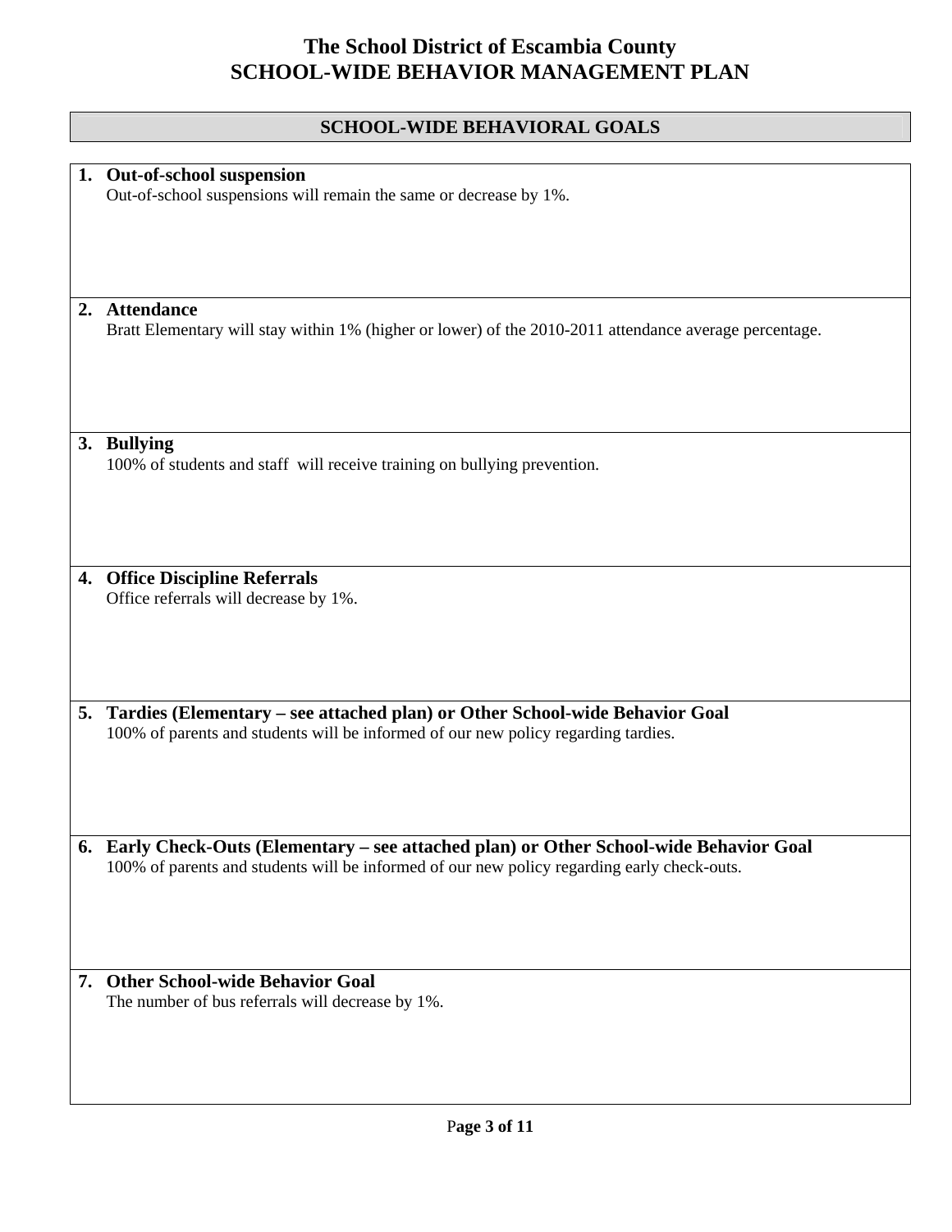# The School District of Escambia County
# SCHOOL-WIDE BEHAVIOR MANAGEMENT PLAN

## SCHOOL-WIDE BEHAVIORAL GOALS

1. **Out-of-school suspension**
   Out-of-school suspensions will remain the same or decrease by 1%.

2. **Attendance**
   Bratt Elementary will stay within 1% (higher or lower) of the 2010-2011 attendance average percentage.

3. **Bullying**
   100% of students and staff will receive training on bullying prevention.

4. **Office Discipline Referrals**
   Office referrals will decrease by 1%.

5. **Tardies (Elementary – see attached plan) or Other School-wide Behavior Goal**
   100% of parents and students will be informed of our new policy regarding tardies.

6. **Early Check-Outs (Elementary – see attached plan) or Other School-wide Behavior Goal**
   100% of parents and students will be informed of our new policy regarding early check-outs.

7. **Other School-wide Behavior Goal**
   The number of bus referrals will decrease by 1%.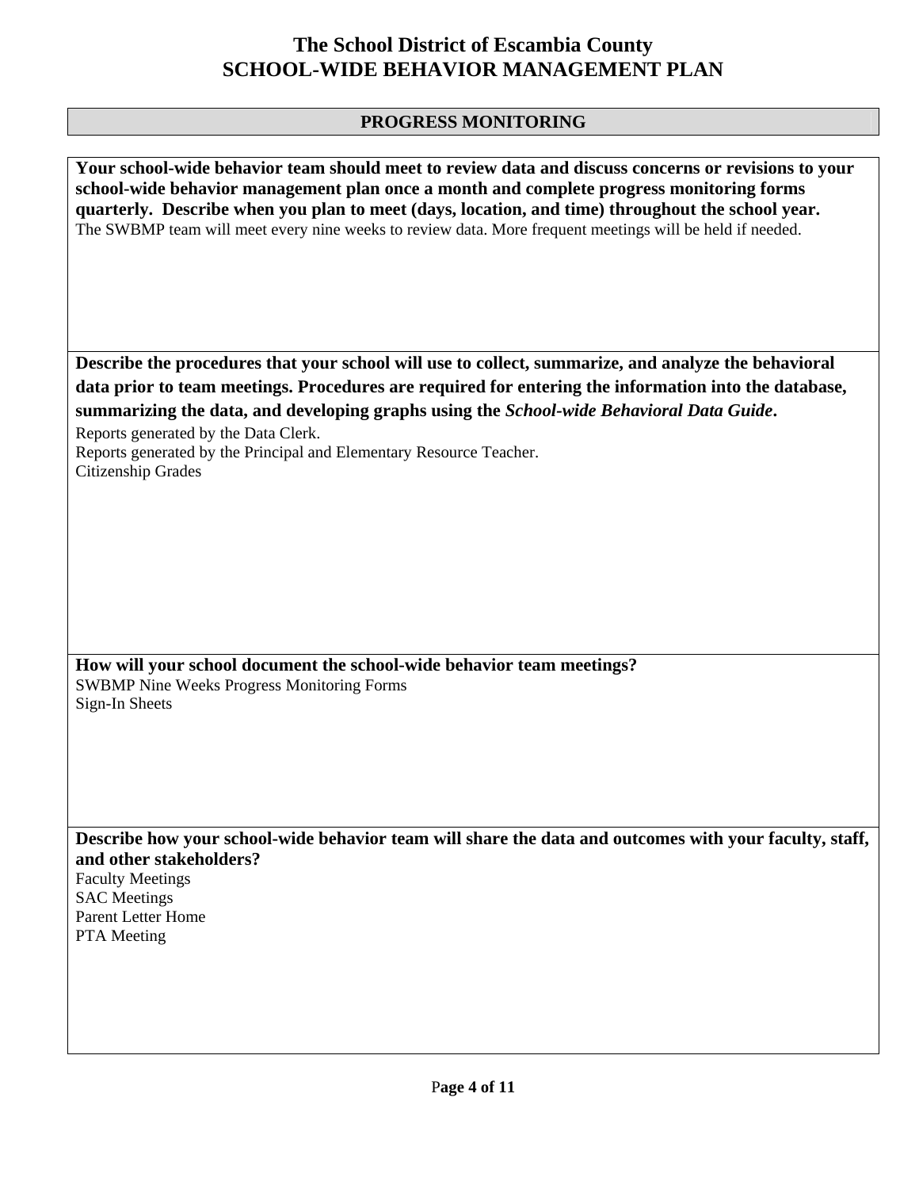# The School District of Escambia County
# SCHOOL-WIDE BEHAVIOR MANAGEMENT PLAN

## PROGRESS MONITORING

**Your school-wide behavior team should meet to review data and discuss concerns or revisions to your school-wide behavior management plan once a month and complete progress monitoring forms quarterly. Describe when you plan to meet (days, location, and time) throughout the school year.**

The SWBMP team will meet every nine weeks to review data. More frequent meetings will be held if needed.

**Describe the procedures that your school will use to collect, summarize, and analyze the behavioral data prior to team meetings. Procedures are required for entering the information into the database, summarizing the data, and developing graphs using the *School-wide Behavioral Data Guide*.**

Reports generated by the Data Clerk.
Reports generated by the Principal and Elementary Resource Teacher.
Citizenship Grades

**How will your school document the school-wide behavior team meetings?**

SWBMP Nine Weeks Progress Monitoring Forms
Sign-In Sheets

**Describe how your school-wide behavior team will share the data and outcomes with your faculty, staff, and other stakeholders?**

Faculty Meetings
SAC Meetings
Parent Letter Home
PTA Meeting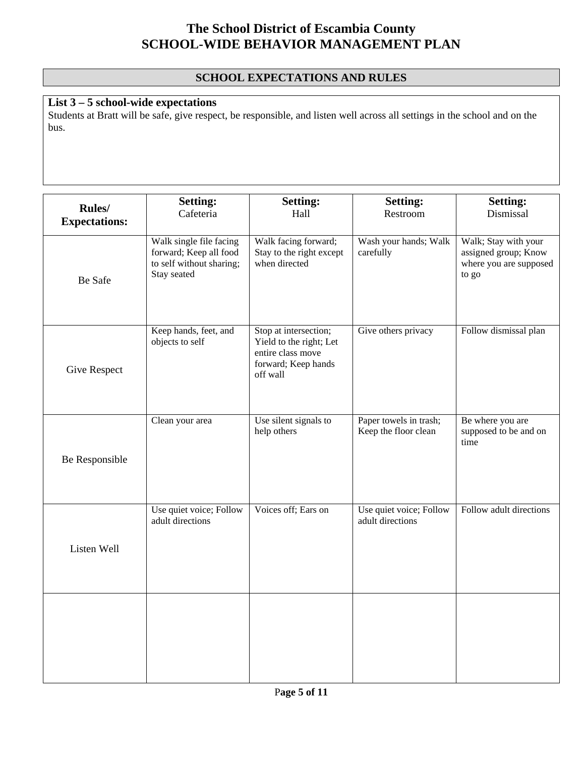# The School District of Escambia County
# SCHOOL-WIDE BEHAVIOR MANAGEMENT PLAN

## SCHOOL EXPECTATIONS AND RULES

**List 3 – 5 school-wide expectations**

Students at Bratt will be safe, give respect, be responsible, and listen well across all settings in the school and on the bus.

| **Rules/ Expectations:** | **Setting:** Cafeteria | **Setting:** Hall | **Setting:** Restroom | **Setting:** Dismissal |
|---|---|---|---|---|
| Be Safe | Walk single file facing forward; Keep all food to self without sharing; Stay seated | Walk facing forward; Stay to the right except when directed | Wash your hands; Walk carefully | Walk; Stay with your assigned group; Know where you are supposed to go |
| Give Respect | Keep hands, feet, and objects to self | Stop at intersection; Yield to the right; Let entire class move forward; Keep hands off wall | Give others privacy | Follow dismissal plan |
| Be Responsible | Clean your area | Use silent signals to help others | Paper towels in trash; Keep the floor clean | Be where you are supposed to be and on time |
| Listen Well | Use quiet voice; Follow adult directions | Voices off; Ears on | Use quiet voice; Follow adult directions | Follow adult directions |
| | | | | |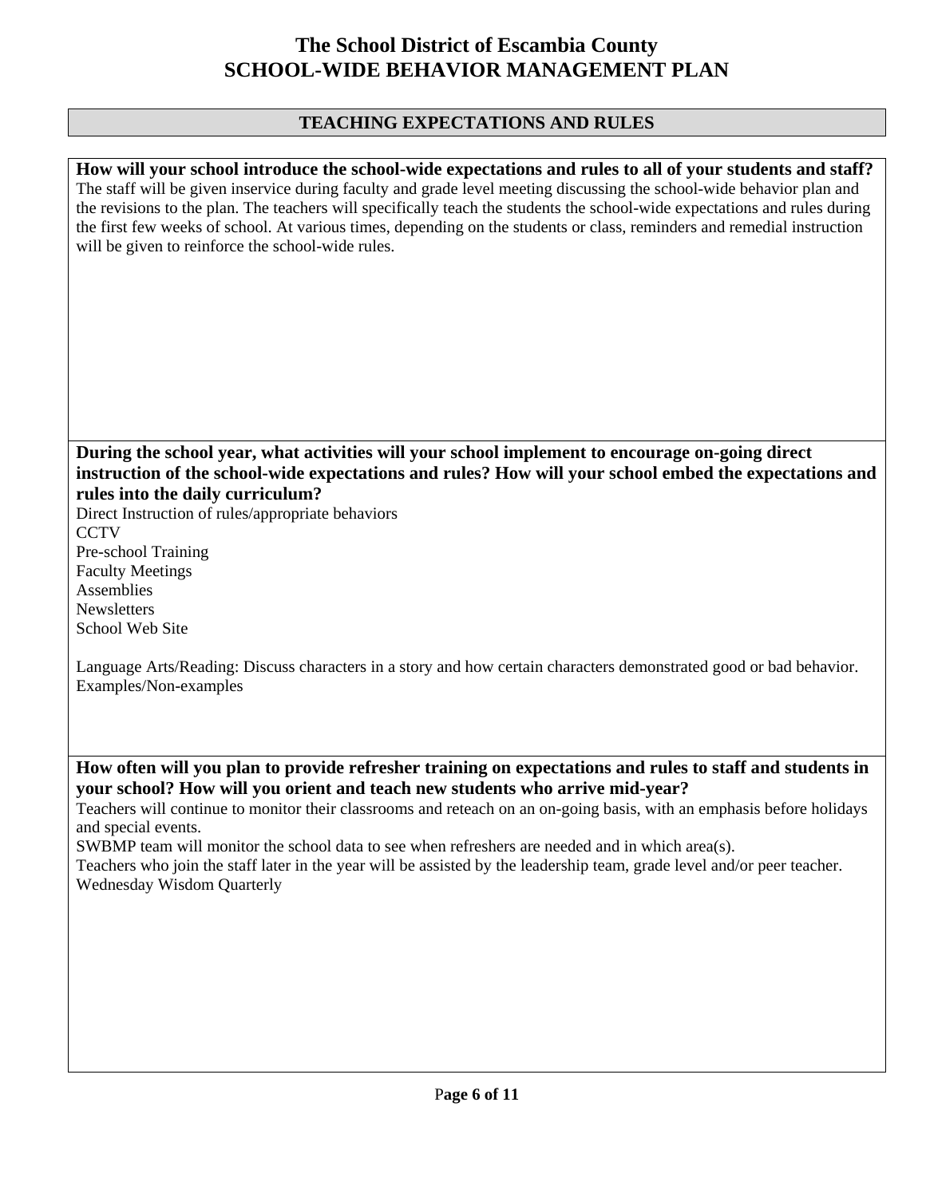# The School District of Escambia County
# SCHOOL-WIDE BEHAVIOR MANAGEMENT PLAN

## TEACHING EXPECTATIONS AND RULES

**How will your school introduce the school-wide expectations and rules to all of your students and staff?**

The staff will be given inservice during faculty and grade level meeting discussing the school-wide behavior plan and the revisions to the plan. The teachers will specifically teach the students the school-wide expectations and rules during the first few weeks of school. At various times, depending on the students or class, reminders and remedial instruction will be given to reinforce the school-wide rules.

**During the school year, what activities will your school implement to encourage on-going direct instruction of the school-wide expectations and rules? How will your school embed the expectations and rules into the daily curriculum?**

Direct Instruction of rules/appropriate behaviors
CCTV
Pre-school Training
Faculty Meetings
Assemblies
Newsletters
School Web Site

Language Arts/Reading: Discuss characters in a story and how certain characters demonstrated good or bad behavior.
Examples/Non-examples

**How often will you plan to provide refresher training on expectations and rules to staff and students in your school? How will you orient and teach new students who arrive mid-year?**

Teachers will continue to monitor their classrooms and reteach on an on-going basis, with an emphasis before holidays and special events.
SWBMP team will monitor the school data to see when refreshers are needed and in which area(s).
Teachers who join the staff later in the year will be assisted by the leadership team, grade level and/or peer teacher.
Wednesday Wisdom Quarterly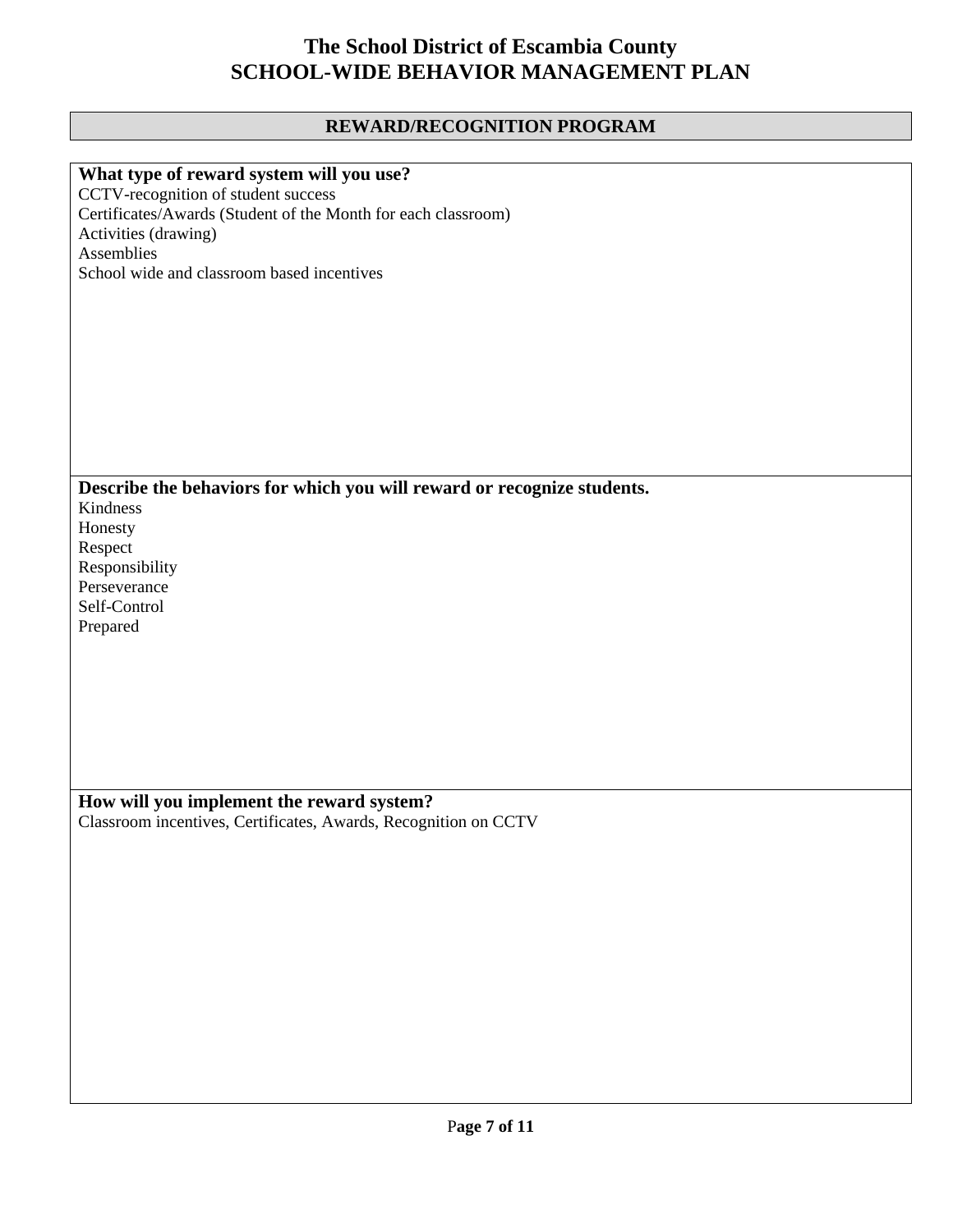# The School District of Escambia County
# SCHOOL-WIDE BEHAVIOR MANAGEMENT PLAN

## REWARD/RECOGNITION PROGRAM

**What type of reward system will you use?**

CCTV-recognition of student success
Certificates/Awards (Student of the Month for each classroom)
Activities (drawing)
Assemblies
School wide and classroom based incentives

**Describe the behaviors for which you will reward or recognize students.**

Kindness
Honesty
Respect
Responsibility
Perseverance
Self-Control
Prepared

**How will you implement the reward system?**

Classroom incentives, Certificates, Awards, Recognition on CCTV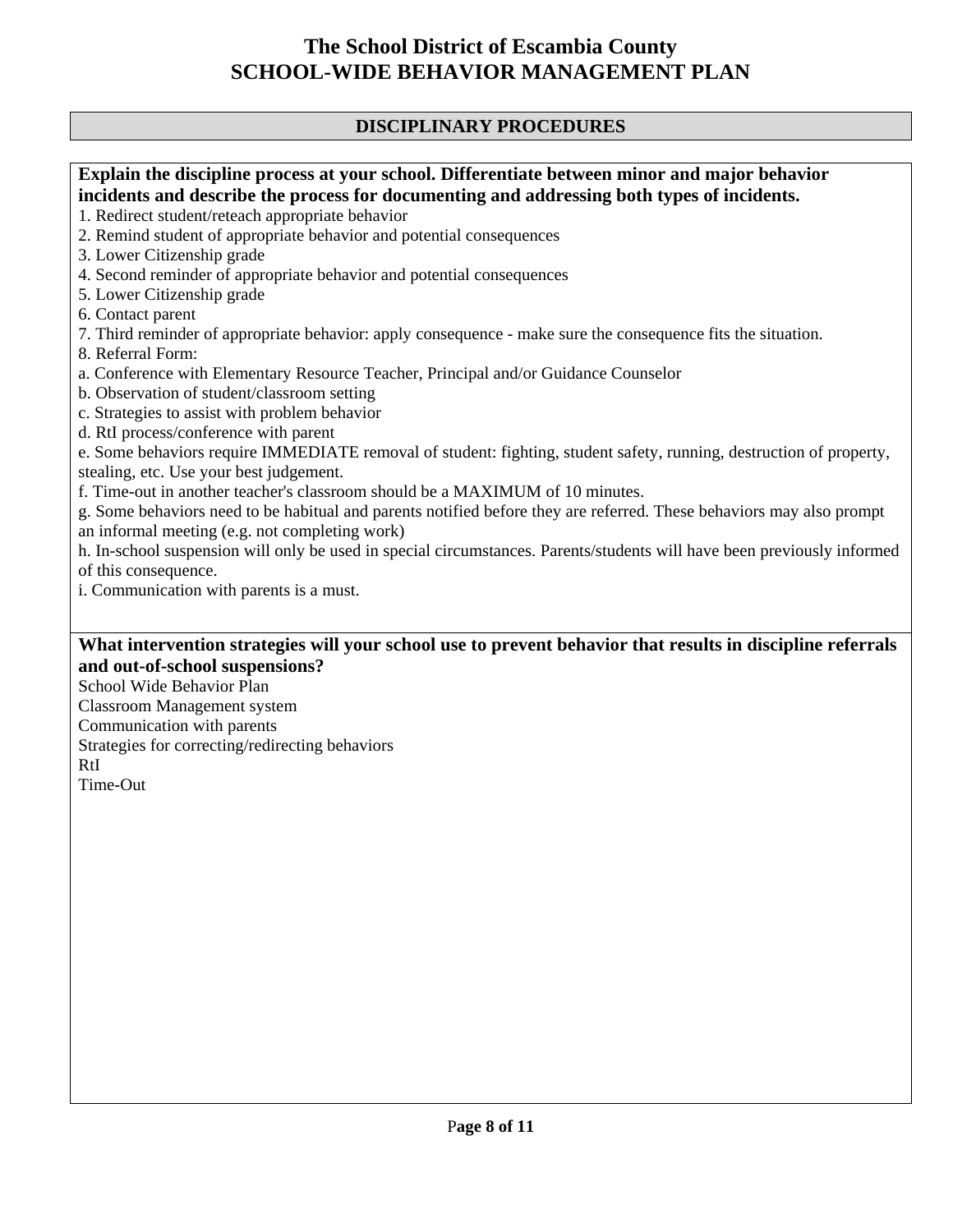# The School District of Escambia County
# SCHOOL-WIDE BEHAVIOR MANAGEMENT PLAN

## DISCIPLINARY PROCEDURES

**Explain the discipline process at your school. Differentiate between minor and major behavior incidents and describe the process for documenting and addressing both types of incidents.**

1. Redirect student/reteach appropriate behavior
2. Remind student of appropriate behavior and potential consequences
3. Lower Citizenship grade
4. Second reminder of appropriate behavior and potential consequences
5. Lower Citizenship grade
6. Contact parent
7. Third reminder of appropriate behavior: apply consequence - make sure the consequence fits the situation.
8. Referral Form:

a. Conference with Elementary Resource Teacher, Principal and/or Guidance Counselor
b. Observation of student/classroom setting
c. Strategies to assist with problem behavior
d. RtI process/conference with parent
e. Some behaviors require IMMEDIATE removal of student: fighting, student safety, running, destruction of property, stealing, etc. Use your best judgement.
f. Time-out in another teacher's classroom should be a MAXIMUM of 10 minutes.
g. Some behaviors need to be habitual and parents notified before they are referred. These behaviors may also prompt an informal meeting (e.g. not completing work)
h. In-school suspension will only be used in special circumstances. Parents/students will have been previously informed of this consequence.
i. Communication with parents is a must.

**What intervention strategies will your school use to prevent behavior that results in discipline referrals and out-of-school suspensions?**

School Wide Behavior Plan
Classroom Management system
Communication with parents
Strategies for correcting/redirecting behaviors
RtI
Time-Out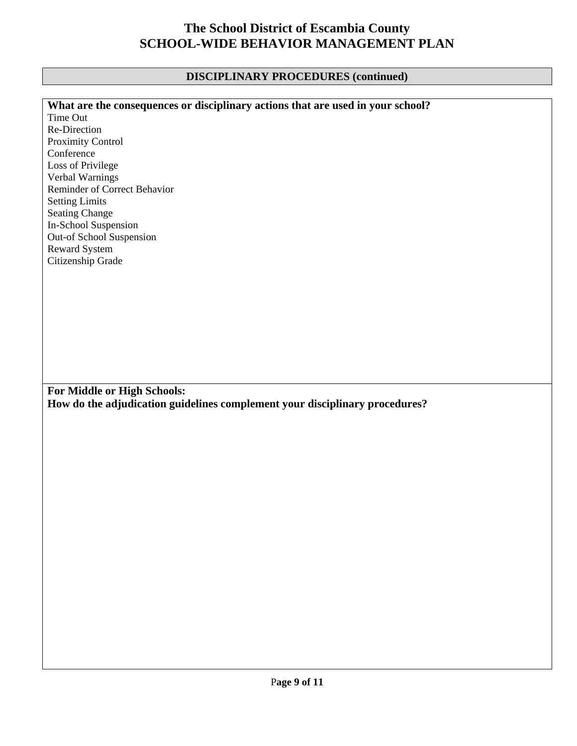# The School District of Escambia County
# SCHOOL-WIDE BEHAVIOR MANAGEMENT PLAN

## DISCIPLINARY PROCEDURES (continued)

**What are the consequences or disciplinary actions that are used in your school?**

Time Out
Re-Direction
Proximity Control
Conference
Loss of Privilege
Verbal Warnings
Reminder of Correct Behavior
Setting Limits
Seating Change
In-School Suspension
Out-of School Suspension
Reward System
Citizenship Grade

**For Middle or High Schools:**
**How do the adjudication guidelines complement your disciplinary procedures?**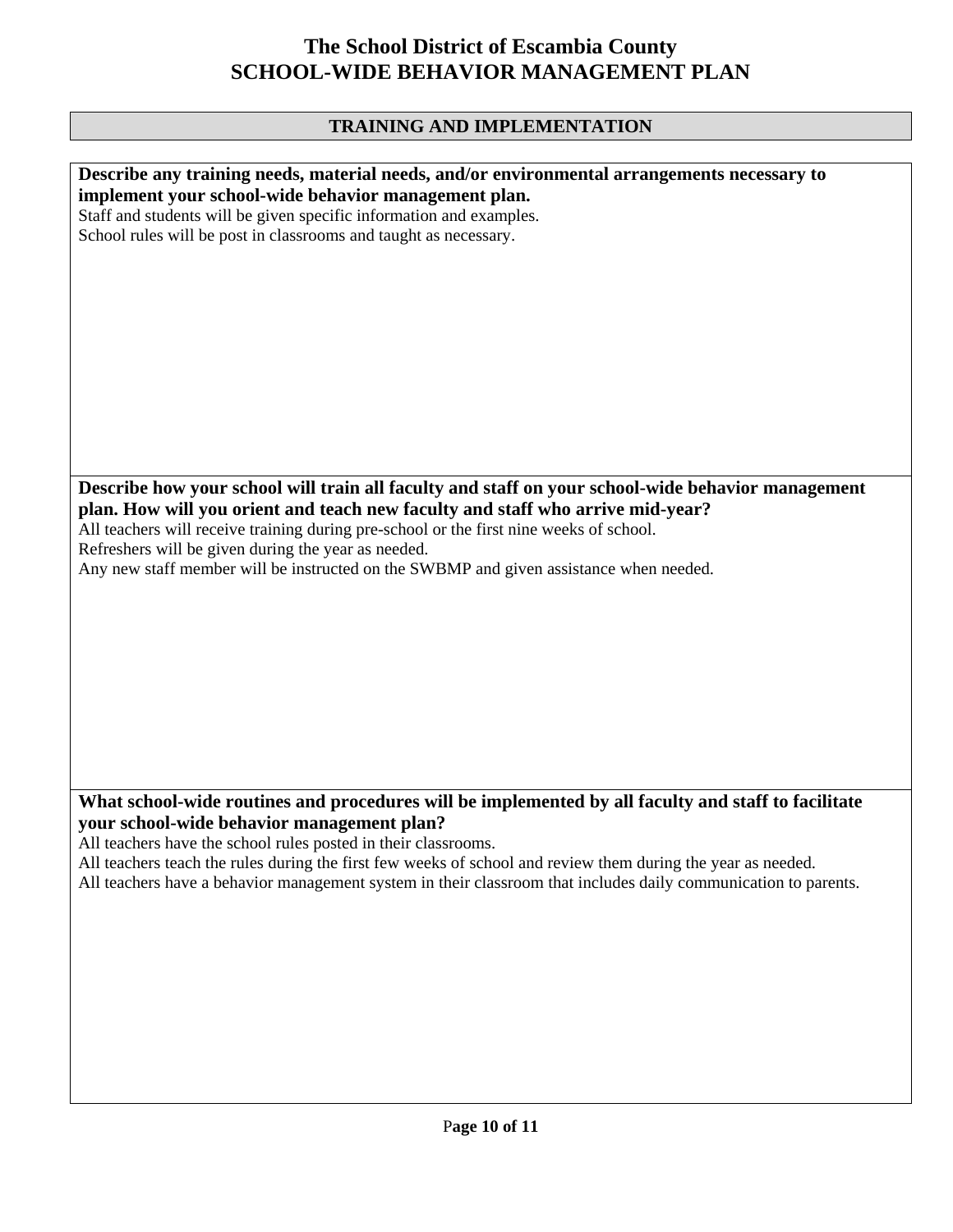# The School District of Escambia County
# SCHOOL-WIDE BEHAVIOR MANAGEMENT PLAN

## TRAINING AND IMPLEMENTATION

**Describe any training needs, material needs, and/or environmental arrangements necessary to implement your school-wide behavior management plan.**

Staff and students will be given specific information and examples.
School rules will be post in classrooms and taught as necessary.

**Describe how your school will train all faculty and staff on your school-wide behavior management plan. How will you orient and teach new faculty and staff who arrive mid-year?**

All teachers will receive training during pre-school or the first nine weeks of school.
Refreshers will be given during the year as needed.
Any new staff member will be instructed on the SWBMP and given assistance when needed.

**What school-wide routines and procedures will be implemented by all faculty and staff to facilitate your school-wide behavior management plan?**

All teachers have the school rules posted in their classrooms.
All teachers teach the rules during the first few weeks of school and review them during the year as needed.
All teachers have a behavior management system in their classroom that includes daily communication to parents.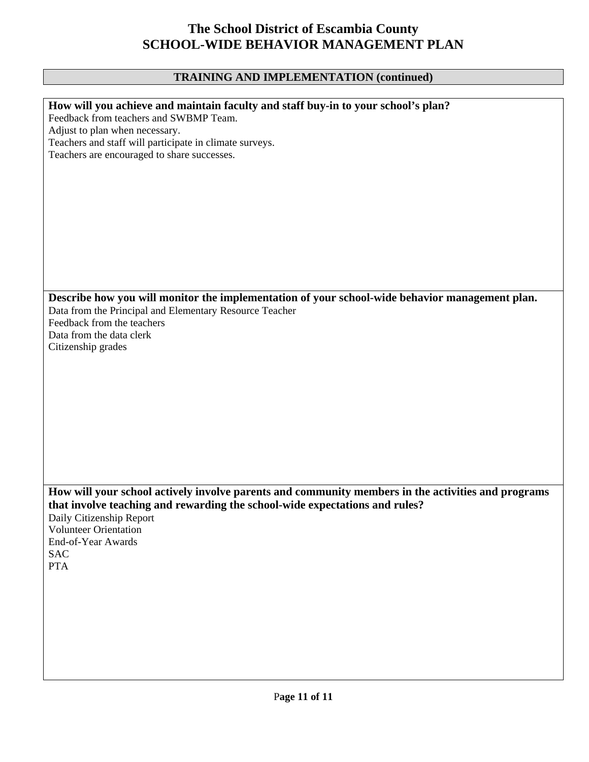# The School District of Escambia County
# SCHOOL-WIDE BEHAVIOR MANAGEMENT PLAN

## TRAINING AND IMPLEMENTATION (continued)

**How will you achieve and maintain faculty and staff buy-in to your school's plan?**

Feedback from teachers and SWBMP Team.
Adjust to plan when necessary.
Teachers and staff will participate in climate surveys.
Teachers are encouraged to share successes.

**Describe how you will monitor the implementation of your school-wide behavior management plan.**

Data from the Principal and Elementary Resource Teacher
Feedback from the teachers
Data from the data clerk
Citizenship grades

**How will your school actively involve parents and community members in the activities and programs that involve teaching and rewarding the school-wide expectations and rules?**

Daily Citizenship Report
Volunteer Orientation
End-of-Year Awards
SAC
PTA